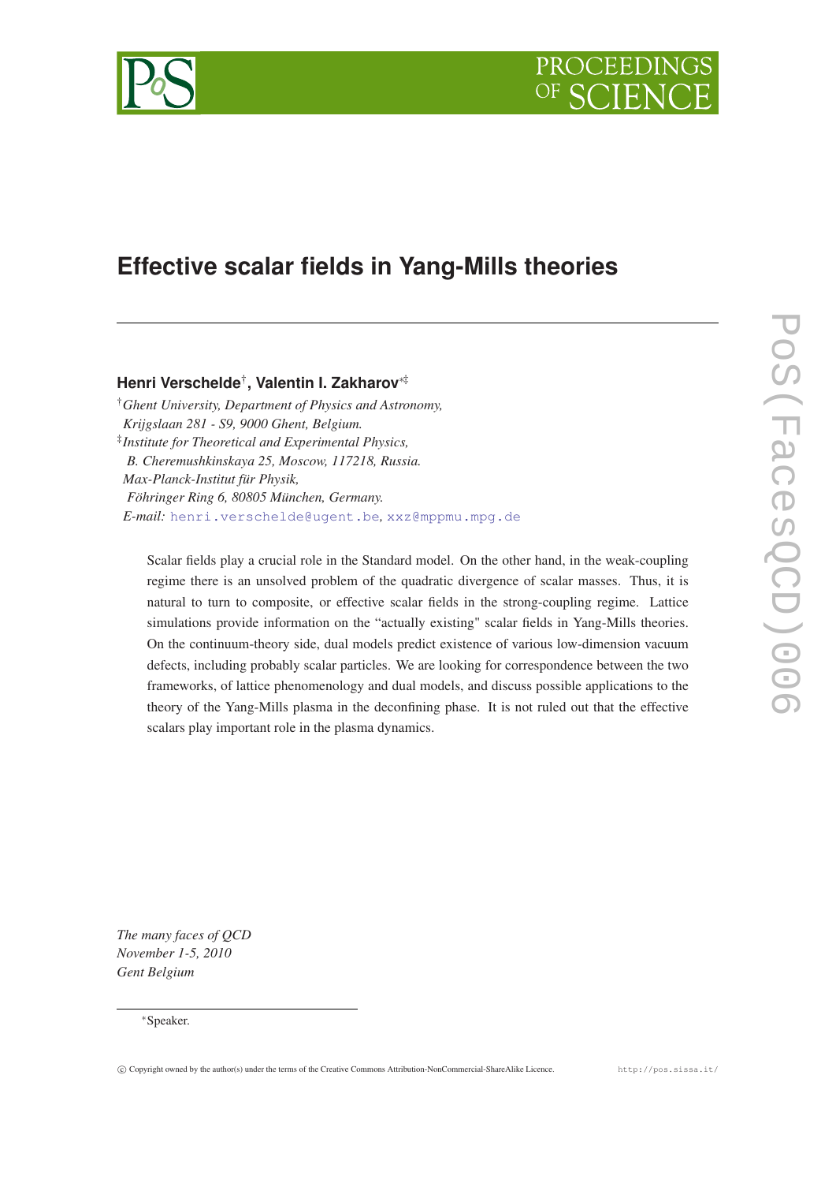# Effective scalar fields in Yang-Mills theories

**Henri Verschelde[†], Valentin I. Zakharov[*‡]**

[†]*Ghent University, Department of Physics and Astronomy, Krijgslaan 281 - S9, 9000 Ghent, Belgium.*
[‡]*Institute for Theoretical and Experimental Physics, B. Cheremushkinskaya 25, Moscow, 117218, Russia. Max-Planck-Institut für Physik, Föhringer Ring 6, 80805 München, Germany.*
*E-mail:* henri.verschelde@ugent.be, xxz@mppmu.mpg.de

Scalar fields play a crucial role in the Standard model. On the other hand, in the weak-coupling regime there is an unsolved problem of the quadratic divergence of scalar masses. Thus, it is natural to turn to composite, or effective scalar fields in the strong-coupling regime. Lattice simulations provide information on the "actually existing" scalar fields in Yang-Mills theories. On the continuum-theory side, dual models predict existence of various low-dimension vacuum defects, including probably scalar particles. We are looking for correspondence between the two frameworks, of lattice phenomenology and dual models, and discuss possible applications to the theory of the Yang-Mills plasma in the deconfining phase. It is not ruled out that the effective scalars play important role in the plasma dynamics.

*The many faces of QCD*
*November 1-5, 2010*
*Gent Belgium*

[*]Speaker.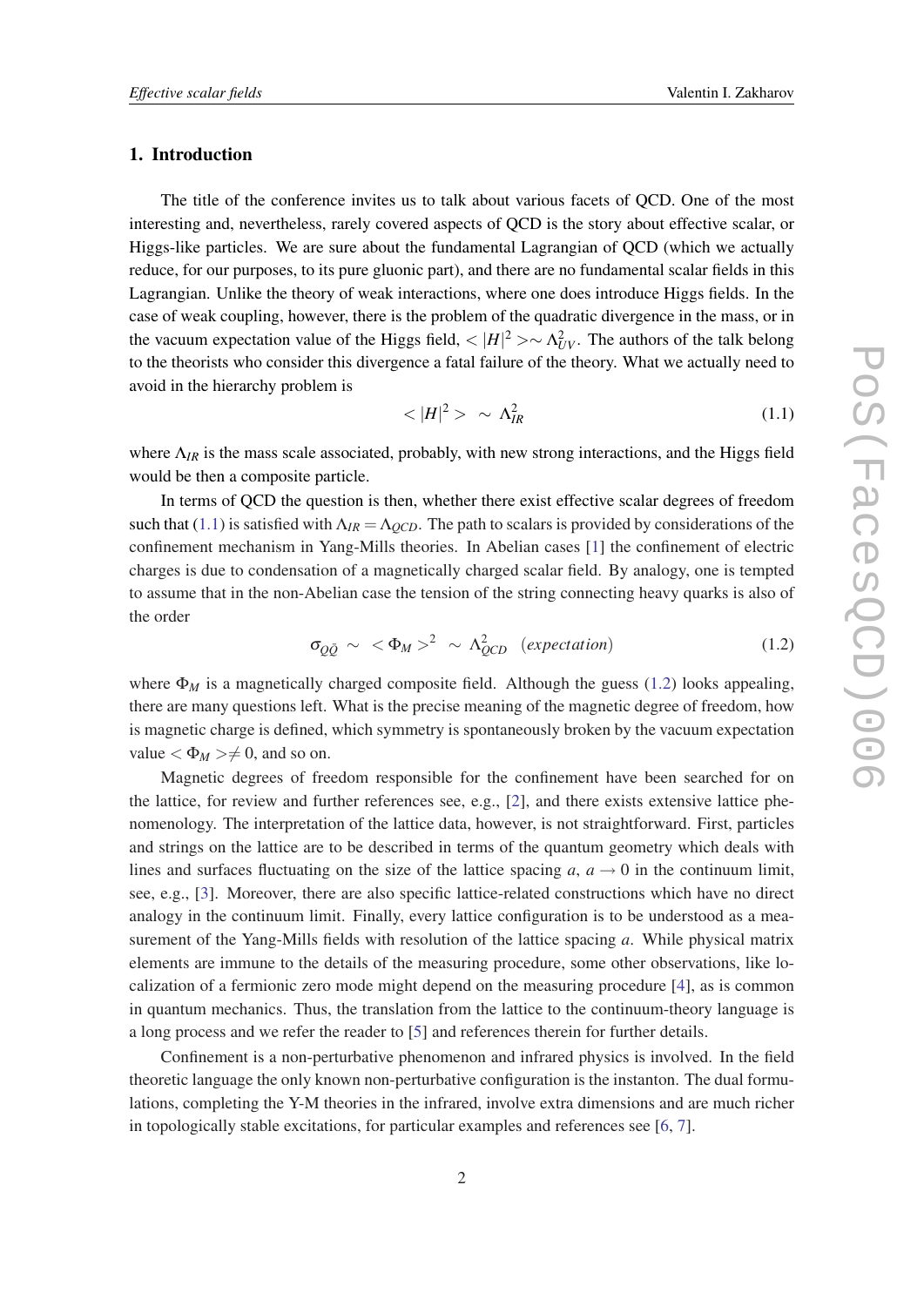## 1. Introduction

The title of the conference invites us to talk about various facets of QCD. One of the most interesting and, nevertheless, rarely covered aspects of QCD is the story about effective scalar, or Higgs-like particles. We are sure about the fundamental Lagrangian of QCD (which we actually reduce, for our purposes, to its pure gluonic part), and there are no fundamental scalar fields in this Lagrangian. Unlike the theory of weak interactions, where one does introduce Higgs fields. In the case of weak coupling, however, there is the problem of the quadratic divergence in the mass, or in the vacuum expectation value of the Higgs field, $<|H|^2> \sim \Lambda_{UV}^2$. The authors of the talk belong to the theorists who consider this divergence a fatal failure of the theory. What we actually need to avoid in the hierarchy problem is

$$<|H|^2> \ \sim \ \Lambda_{IR}^2 \tag{1.1}$$

where $\Lambda_{IR}$ is the mass scale associated, probably, with new strong interactions, and the Higgs field would be then a composite particle.

In terms of QCD the question is then, whether there exist effective scalar degrees of freedom such that (1.1) is satisfied with $\Lambda_{IR} = \Lambda_{QCD}$. The path to scalars is provided by considerations of the confinement mechanism in Yang-Mills theories. In Abelian cases [1] the confinement of electric charges is due to condensation of a magnetically charged scalar field. By analogy, one is tempted to assume that in the non-Abelian case the tension of the string connecting heavy quarks is also of the order

$$\sigma_{Q\bar{Q}} \ \sim \ <\Phi_M>^2 \ \sim \ \Lambda_{QCD}^2 \quad (expectation) \tag{1.2}$$

where $\Phi_M$ is a magnetically charged composite field. Although the guess (1.2) looks appealing, there are many questions left. What is the precise meaning of the magnetic degree of freedom, how is magnetic charge is defined, which symmetry is spontaneously broken by the vacuum expectation value $<\Phi_M> \neq 0$, and so on.

Magnetic degrees of freedom responsible for the confinement have been searched for on the lattice, for review and further references see, e.g., [2], and there exists extensive lattice phenomenology. The interpretation of the lattice data, however, is not straightforward. First, particles and strings on the lattice are to be described in terms of the quantum geometry which deals with lines and surfaces fluctuating on the size of the lattice spacing $a$, $a \rightarrow 0$ in the continuum limit, see, e.g., [3]. Moreover, there are also specific lattice-related constructions which have no direct analogy in the continuum limit. Finally, every lattice configuration is to be understood as a measurement of the Yang-Mills fields with resolution of the lattice spacing $a$. While physical matrix elements are immune to the details of the measuring procedure, some other observations, like localization of a fermionic zero mode might depend on the measuring procedure [4], as is common in quantum mechanics. Thus, the translation from the lattice to the continuum-theory language is a long process and we refer the reader to [5] and references therein for further details.

Confinement is a non-perturbative phenomenon and infrared physics is involved. In the field theoretic language the only known non-perturbative configuration is the instanton. The dual formulations, completing the Y-M theories in the infrared, involve extra dimensions and are much richer in topologically stable excitations, for particular examples and references see [6, 7].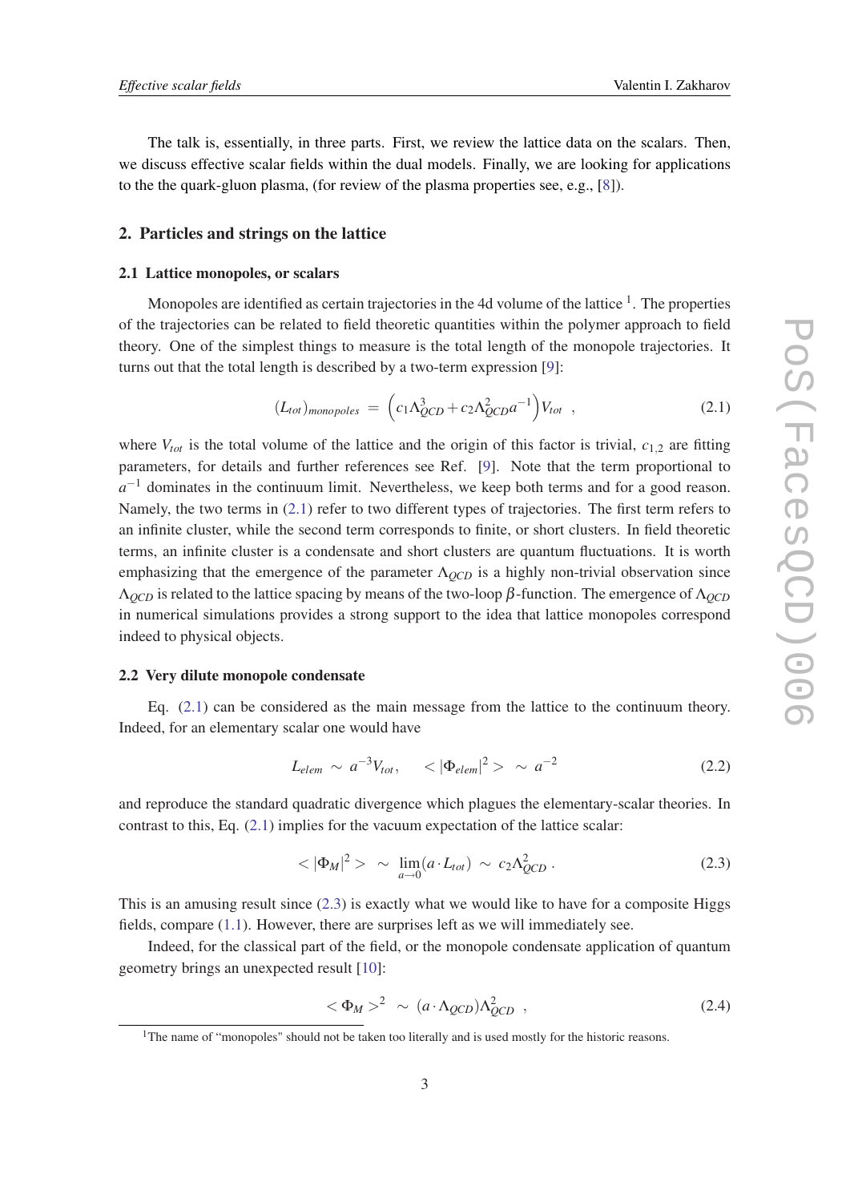The talk is, essentially, in three parts. First, we review the lattice data on the scalars. Then, we discuss effective scalar fields within the dual models. Finally, we are looking for applications to the the quark-gluon plasma, (for review of the plasma properties see, e.g., [8]).

## 2. Particles and strings on the lattice

### 2.1 Lattice monopoles, or scalars

Monopoles are identified as certain trajectories in the 4d volume of the lattice [1]. The properties of the trajectories can be related to field theoretic quantities within the polymer approach to field theory. One of the simplest things to measure is the total length of the monopole trajectories. It turns out that the total length is described by a two-term expression [9]:

$$(L_{tot})_{monopoles} = \left(c_1\Lambda_{QCD}^3 + c_2\Lambda_{QCD}^2 a^{-1}\right)V_{tot} \quad , \tag{2.1}$$

where $V_{tot}$ is the total volume of the lattice and the origin of this factor is trivial, $c_{1,2}$ are fitting parameters, for details and further references see Ref. [9]. Note that the term proportional to $a^{-1}$ dominates in the continuum limit. Nevertheless, we keep both terms and for a good reason. Namely, the two terms in (2.1) refer to two different types of trajectories. The first term refers to an infinite cluster, while the second term corresponds to finite, or short clusters. In field theoretic terms, an infinite cluster is a condensate and short clusters are quantum fluctuations. It is worth emphasizing that the emergence of the parameter $\Lambda_{QCD}$ is a highly non-trivial observation since $\Lambda_{QCD}$ is related to the lattice spacing by means of the two-loop $\beta$-function. The emergence of $\Lambda_{QCD}$ in numerical simulations provides a strong support to the idea that lattice monopoles correspond indeed to physical objects.

### 2.2 Very dilute monopole condensate

Eq. (2.1) can be considered as the main message from the lattice to the continuum theory. Indeed, for an elementary scalar one would have

$$L_{elem} \sim a^{-3}V_{tot}, \quad < |\Phi_{elem}|^2 > \sim a^{-2} \tag{2.2}$$

and reproduce the standard quadratic divergence which plagues the elementary-scalar theories. In contrast to this, Eq. (2.1) implies for the vacuum expectation of the lattice scalar:

$$< |\Phi_M|^2 > \sim \lim_{a\to 0}(a \cdot L_{tot}) \sim c_2\Lambda_{QCD}^2 \, . \tag{2.3}$$

This is an amusing result since (2.3) is exactly what we would like to have for a composite Higgs fields, compare (1.1). However, there are surprises left as we will immediately see.

Indeed, for the classical part of the field, or the monopole condensate application of quantum geometry brings an unexpected result [10]:

$$< \Phi_M >^2 \sim (a \cdot \Lambda_{QCD})\Lambda_{QCD}^2 \quad , \tag{2.4}$$

[1] The name of "monopoles" should not be taken too literally and is used mostly for the historic reasons.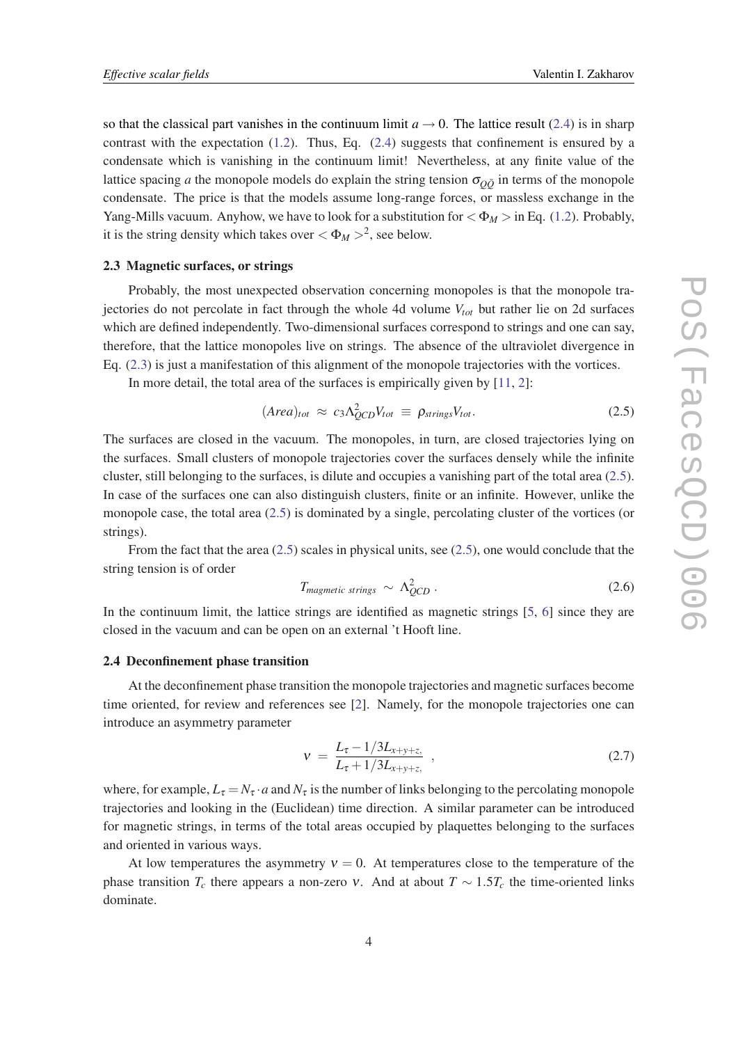so that the classical part vanishes in the continuum limit $a \to 0$. The lattice result (2.4) is in sharp contrast with the expectation (1.2). Thus, Eq. (2.4) suggests that confinement is ensured by a condensate which is vanishing in the continuum limit! Nevertheless, at any finite value of the lattice spacing $a$ the monopole models do explain the string tension $\sigma_{Q\bar{Q}}$ in terms of the monopole condensate. The price is that the models assume long-range forces, or massless exchange in the Yang-Mills vacuum. Anyhow, we have to look for a substitution for $<\Phi_M>$ in Eq. (1.2). Probably, it is the string density which takes over $<\Phi_M>^2$, see below.

### 2.3 Magnetic surfaces, or strings

Probably, the most unexpected observation concerning monopoles is that the monopole trajectories do not percolate in fact through the whole 4d volume $V_{tot}$ but rather lie on 2d surfaces which are defined independently. Two-dimensional surfaces correspond to strings and one can say, therefore, that the lattice monopoles live on strings. The absence of the ultraviolet divergence in Eq. (2.3) is just a manifestation of this alignment of the monopole trajectories with the vortices.

In more detail, the total area of the surfaces is empirically given by [11, 2]:

$$(Area)_{tot} \approx c_3 \Lambda_{QCD}^2 V_{tot} \equiv \rho_{strings} V_{tot}. \tag{2.5}$$

The surfaces are closed in the vacuum. The monopoles, in turn, are closed trajectories lying on the surfaces. Small clusters of monopole trajectories cover the surfaces densely while the infinite cluster, still belonging to the surfaces, is dilute and occupies a vanishing part of the total area (2.5). In case of the surfaces one can also distinguish clusters, finite or an infinite. However, unlike the monopole case, the total area (2.5) is dominated by a single, percolating cluster of the vortices (or strings).

From the fact that the area (2.5) scales in physical units, see (2.5), one would conclude that the string tension is of order

$$T_{magmetic\ strings} \sim \Lambda_{QCD}^2 \,. \tag{2.6}$$

In the continuum limit, the lattice strings are identified as magnetic strings [5, 6] since they are closed in the vacuum and can be open on an external 't Hooft line.

### 2.4 Deconfinement phase transition

At the deconfinement phase transition the monopole trajectories and magnetic surfaces become time oriented, for review and references see [2]. Namely, for the monopole trajectories one can introduce an asymmetry parameter

$$\nu = \frac{L_\tau - 1/3 L_{x+y+z,}}{L_\tau + 1/3 L_{x+y+z,}} \,, \tag{2.7}$$

where, for example, $L_\tau = N_\tau \cdot a$ and $N_\tau$ is the number of links belonging to the percolating monopole trajectories and looking in the (Euclidean) time direction. A similar parameter can be introduced for magnetic strings, in terms of the total areas occupied by plaquettes belonging to the surfaces and oriented in various ways.

At low temperatures the asymmetry $\nu = 0$. At temperatures close to the temperature of the phase transition $T_c$ there appears a non-zero $\nu$. And at about $T \sim 1.5 T_c$ the time-oriented links dominate.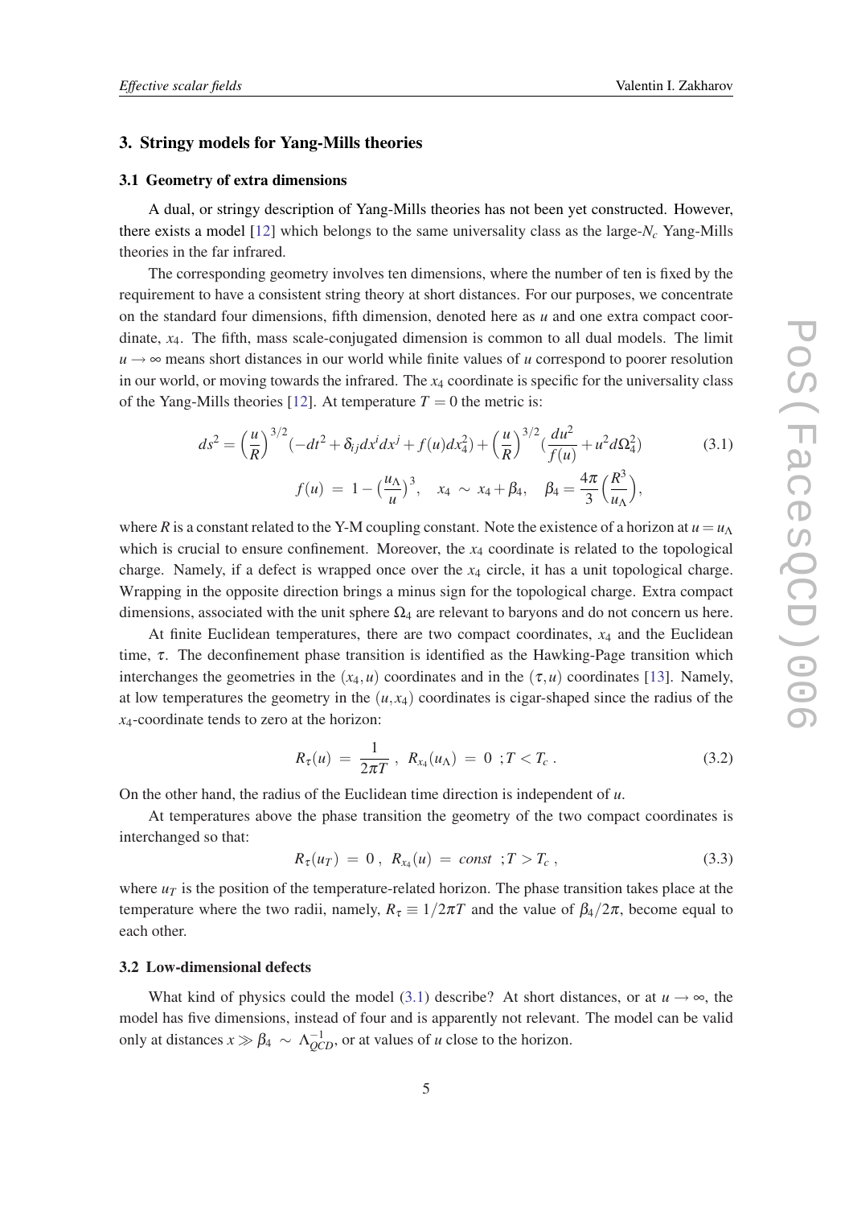## 3. Stringy models for Yang-Mills theories

### 3.1 Geometry of extra dimensions

A dual, or stringy description of Yang-Mills theories has not been yet constructed. However, there exists a model [12] which belongs to the same universality class as the large-$N_c$ Yang-Mills theories in the far infrared.

The corresponding geometry involves ten dimensions, where the number of ten is fixed by the requirement to have a consistent string theory at short distances. For our purposes, we concentrate on the standard four dimensions, fifth dimension, denoted here as $u$ and one extra compact coordinate, $x_4$. The fifth, mass scale-conjugated dimension is common to all dual models. The limit $u \to \infty$ means short distances in our world while finite values of $u$ correspond to poorer resolution in our world, or moving towards the infrared. The $x_4$ coordinate is specific for the universality class of the Yang-Mills theories [12]. At temperature $T = 0$ the metric is:

$$ds^2 = \left(\frac{u}{R}\right)^{3/2}(-dt^2 + \delta_{ij}dx^i dx^j + f(u)dx_4^2) + \left(\frac{u}{R}\right)^{3/2}\left(\frac{du^2}{f(u)} + u^2 d\Omega_4^2\right) \tag{3.1}$$

$$f(u) \;=\; 1 - \left(\frac{u_\Lambda}{u}\right)^3, \quad x_4 \;\sim\; x_4 + \beta_4, \quad \beta_4 = \frac{4\pi}{3}\left(\frac{R^3}{u_\Lambda}\right),$$

where $R$ is a constant related to the Y-M coupling constant. Note the existence of a horizon at $u = u_\Lambda$ which is crucial to ensure confinement. Moreover, the $x_4$ coordinate is related to the topological charge. Namely, if a defect is wrapped once over the $x_4$ circle, it has a unit topological charge. Wrapping in the opposite direction brings a minus sign for the topological charge. Extra compact dimensions, associated with the unit sphere $\Omega_4$ are relevant to baryons and do not concern us here.

At finite Euclidean temperatures, there are two compact coordinates, $x_4$ and the Euclidean time, $\tau$. The deconfinement phase transition is identified as the Hawking-Page transition which interchanges the geometries in the $(x_4, u)$ coordinates and in the $(\tau, u)$ coordinates [13]. Namely, at low temperatures the geometry in the $(u, x_4)$ coordinates is cigar-shaped since the radius of the $x_4$-coordinate tends to zero at the horizon:

$$R_\tau(u) \;=\; \frac{1}{2\pi T}\;,\;\; R_{x_4}(u_\Lambda) \;=\; 0\;\; ; T < T_c\;. \tag{3.2}$$

On the other hand, the radius of the Euclidean time direction is independent of $u$.

At temperatures above the phase transition the geometry of the two compact coordinates is interchanged so that:

$$R_\tau(u_T) \;=\; 0\;,\;\; R_{x_4}(u) \;=\; const\;\; ; T > T_c\;, \tag{3.3}$$

where $u_T$ is the position of the temperature-related horizon. The phase transition takes place at the temperature where the two radii, namely, $R_\tau \equiv 1/2\pi T$ and the value of $\beta_4/2\pi$, become equal to each other.

### 3.2 Low-dimensional defects

What kind of physics could the model (3.1) describe? At short distances, or at $u \to \infty$, the model has five dimensions, instead of four and is apparently not relevant. The model can be valid only at distances $x \gg \beta_4 \;\sim\; \Lambda_{QCD}^{-1}$, or at values of $u$ close to the horizon.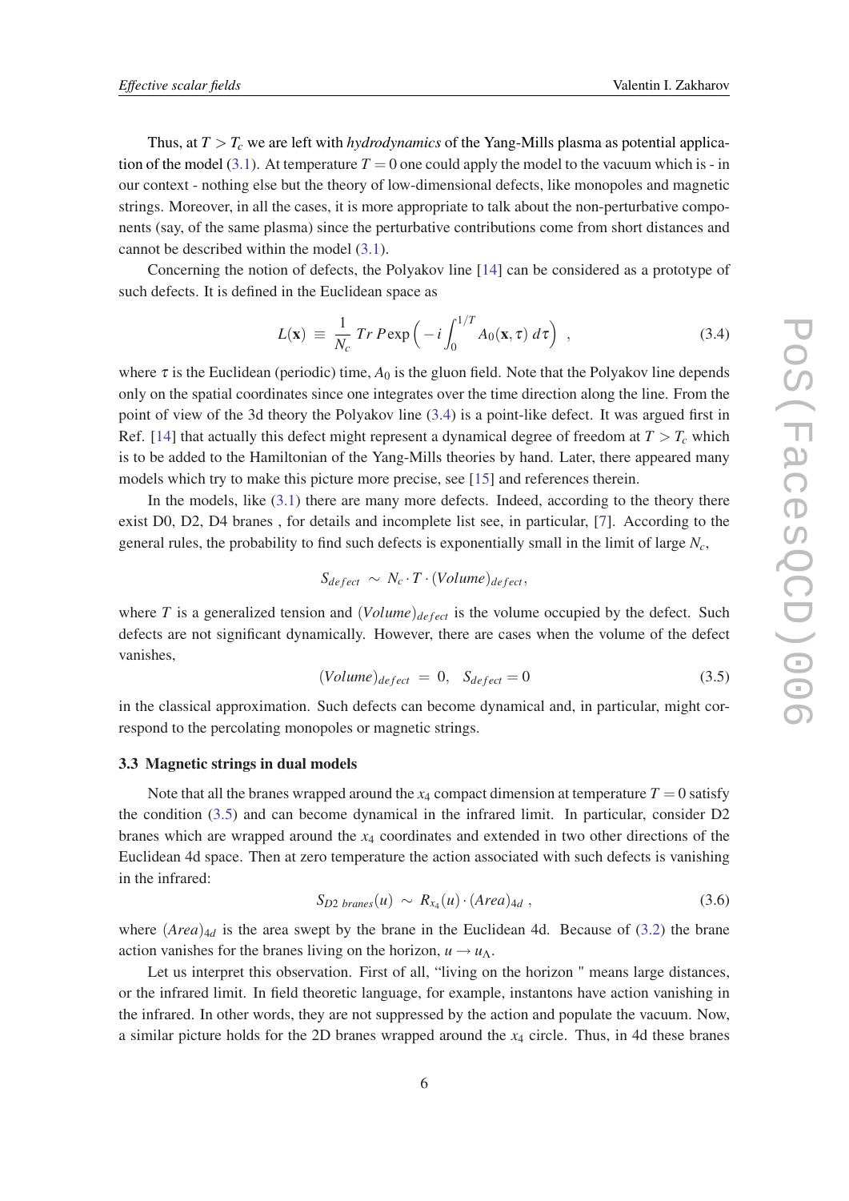Thus, at $T > T_c$ we are left with *hydrodynamics* of the Yang-Mills plasma as potential application of the model (3.1). At temperature $T = 0$ one could apply the model to the vacuum which is - in our context - nothing else but the theory of low-dimensional defects, like monopoles and magnetic strings. Moreover, in all the cases, it is more appropriate to talk about the non-perturbative components (say, of the same plasma) since the perturbative contributions come from short distances and cannot be described within the model (3.1).

Concerning the notion of defects, the Polyakov line [14] can be considered as a prototype of such defects. It is defined in the Euclidean space as

$$L(\mathbf{x}) \equiv \frac{1}{N_c} \, Tr \, P\exp\Big(-i\int_0^{1/T} A_0(\mathbf{x},\tau)\, d\tau\Big) \quad , \tag{3.4}$$

where $\tau$ is the Euclidean (periodic) time, $A_0$ is the gluon field. Note that the Polyakov line depends only on the spatial coordinates since one integrates over the time direction along the line. From the point of view of the 3d theory the Polyakov line (3.4) is a point-like defect. It was argued first in Ref. [14] that actually this defect might represent a dynamical degree of freedom at $T > T_c$ which is to be added to the Hamiltonian of the Yang-Mills theories by hand. Later, there appeared many models which try to make this picture more precise, see [15] and references therein.

In the models, like (3.1) there are many more defects. Indeed, according to the theory there exist D0, D2, D4 branes , for details and incomplete list see, in particular, [7]. According to the general rules, the probability to find such defects is exponentially small in the limit of large $N_c$,

$$S_{defect} \sim N_c \cdot T \cdot (Volume)_{defect},$$

where $T$ is a generalized tension and $(Volume)_{defect}$ is the volume occupied by the defect. Such defects are not significant dynamically. However, there are cases when the volume of the defect vanishes,

$$(Volume)_{defect} = 0, \quad S_{defect} = 0 \tag{3.5}$$

in the classical approximation. Such defects can become dynamical and, in particular, might correspond to the percolating monopoles or magnetic strings.

### 3.3 Magnetic strings in dual models

Note that all the branes wrapped around the $x_4$ compact dimension at temperature $T = 0$ satisfy the condition (3.5) and can become dynamical in the infrared limit. In particular, consider D2 branes which are wrapped around the $x_4$ coordinates and extended in two other directions of the Euclidean 4d space. Then at zero temperature the action associated with such defects is vanishing in the infrared:

$$S_{D2\ branes}(u) \sim R_{x_4}(u) \cdot (Area)_{4d} \ , \tag{3.6}$$

where $(Area)_{4d}$ is the area swept by the brane in the Euclidean 4d. Because of (3.2) the brane action vanishes for the branes living on the horizon, $u \to u_\Lambda$.

Let us interpret this observation. First of all, "living on the horizon " means large distances, or the infrared limit. In field theoretic language, for example, instantons have action vanishing in the infrared. In other words, they are not suppressed by the action and populate the vacuum. Now, a similar picture holds for the 2D branes wrapped around the $x_4$ circle. Thus, in 4d these branes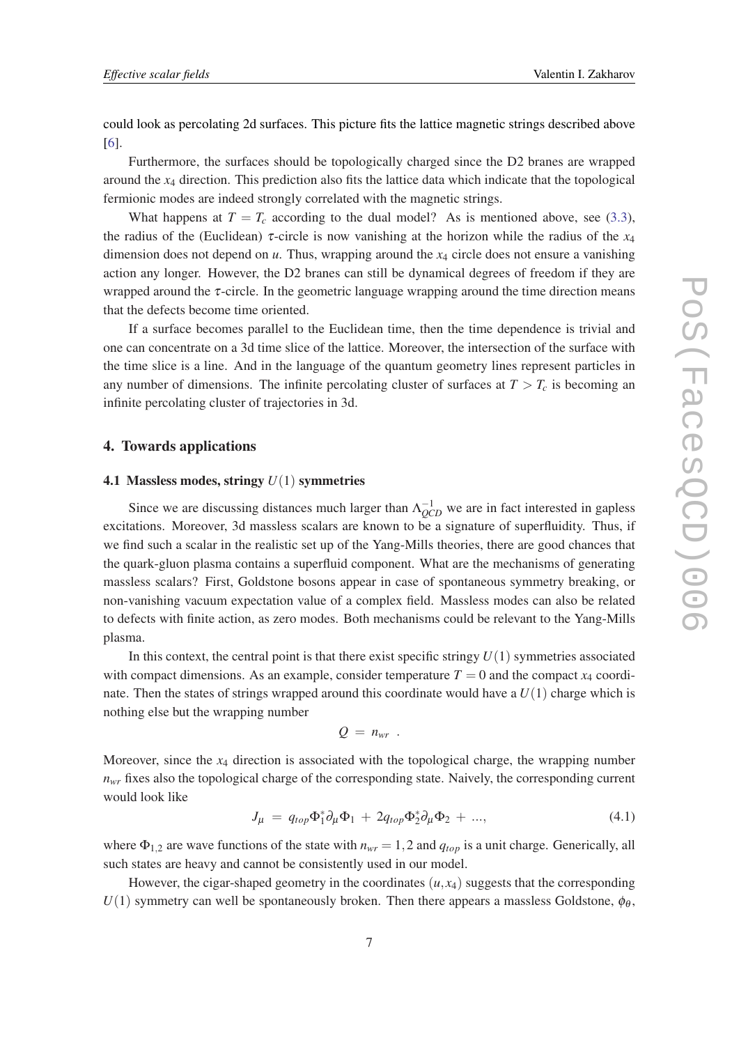could look as percolating 2d surfaces. This picture fits the lattice magnetic strings described above [6].

Furthermore, the surfaces should be topologically charged since the D2 branes are wrapped around the $x_4$ direction. This prediction also fits the lattice data which indicate that the topological fermionic modes are indeed strongly correlated with the magnetic strings.

What happens at $T = T_c$ according to the dual model? As is mentioned above, see (3.3), the radius of the (Euclidean) $\tau$-circle is now vanishing at the horizon while the radius of the $x_4$ dimension does not depend on $u$. Thus, wrapping around the $x_4$ circle does not ensure a vanishing action any longer. However, the D2 branes can still be dynamical degrees of freedom if they are wrapped around the $\tau$-circle. In the geometric language wrapping around the time direction means that the defects become time oriented.

If a surface becomes parallel to the Euclidean time, then the time dependence is trivial and one can concentrate on a 3d time slice of the lattice. Moreover, the intersection of the surface with the time slice is a line. And in the language of the quantum geometry lines represent particles in any number of dimensions. The infinite percolating cluster of surfaces at $T > T_c$ is becoming an infinite percolating cluster of trajectories in 3d.

## 4. Towards applications

### 4.1 Massless modes, stringy $U(1)$ symmetries

Since we are discussing distances much larger than $\Lambda_{QCD}^{-1}$ we are in fact interested in gapless excitations. Moreover, 3d massless scalars are known to be a signature of superfluidity. Thus, if we find such a scalar in the realistic set up of the Yang-Mills theories, there are good chances that the quark-gluon plasma contains a superfluid component. What are the mechanisms of generating massless scalars? First, Goldstone bosons appear in case of spontaneous symmetry breaking, or non-vanishing vacuum expectation value of a complex field. Massless modes can also be related to defects with finite action, as zero modes. Both mechanisms could be relevant to the Yang-Mills plasma.

In this context, the central point is that there exist specific stringy $U(1)$ symmetries associated with compact dimensions. As an example, consider temperature $T = 0$ and the compact $x_4$ coordinate. Then the states of strings wrapped around this coordinate would have a $U(1)$ charge which is nothing else but the wrapping number

$$Q \;=\; n_{wr} \;\;.$$

Moreover, since the $x_4$ direction is associated with the topological charge, the wrapping number $n_{wr}$ fixes also the topological charge of the corresponding state. Naively, the corresponding current would look like

$$J_\mu \;=\; q_{top}\Phi_1^*\partial_\mu\Phi_1 \;+\; 2q_{top}\Phi_2^*\partial_\mu\Phi_2 \;+\; ..., \tag{4.1}$$

where $\Phi_{1,2}$ are wave functions of the state with $n_{wr} = 1, 2$ and $q_{top}$ is a unit charge. Generically, all such states are heavy and cannot be consistently used in our model.

However, the cigar-shaped geometry in the coordinates $(u, x_4)$ suggests that the corresponding $U(1)$ symmetry can well be spontaneously broken. Then there appears a massless Goldstone, $\phi_\theta$,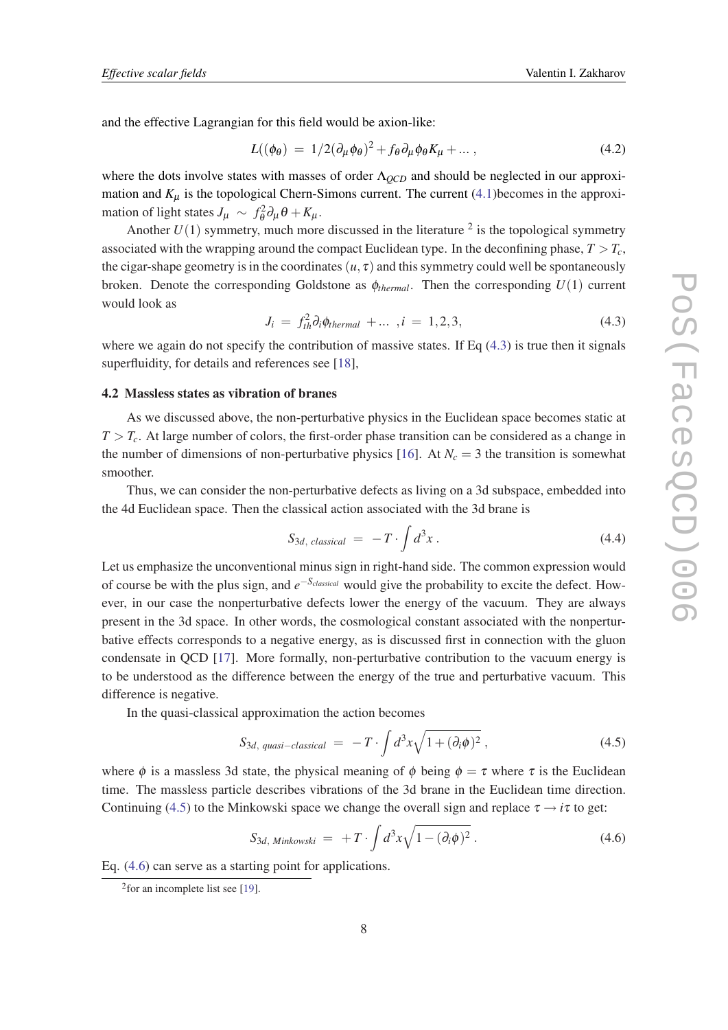and the effective Lagrangian for this field would be axion-like:

$$L((\phi_\theta) \;=\; 1/2(\partial_\mu \phi_\theta)^2 + f_\theta \partial_\mu \phi_\theta K_\mu + \ldots\,, \tag{4.2}$$

where the dots involve states with masses of order $\Lambda_{QCD}$ and should be neglected in our approximation and $K_\mu$ is the topological Chern-Simons current. The current (4.1)becomes in the approximation of light states $J_\mu \;\sim\; f_\theta^2 \partial_\mu \theta + K_\mu$.

Another $U(1)$ symmetry, much more discussed in the literature [2] is the topological symmetry associated with the wrapping around the compact Euclidean type. In the deconfining phase, $T > T_c$, the cigar-shape geometry is in the coordinates $(u,\tau)$ and this symmetry could well be spontaneously broken. Denote the corresponding Goldstone as $\phi_{thermal}$. Then the corresponding $U(1)$ current would look as

$$J_i \;=\; f_{th}^2 \partial_i \phi_{thermal} \;+ \ldots \;\;, i \;=\; 1,2,3, \tag{4.3}$$

where we again do not specify the contribution of massive states. If Eq (4.3) is true then it signals superfluidity, for details and references see [18],

### 4.2 Massless states as vibration of branes

As we discussed above, the non-perturbative physics in the Euclidean space becomes static at $T > T_c$. At large number of colors, the first-order phase transition can be considered as a change in the number of dimensions of non-perturbative physics [16]. At $N_c = 3$ the transition is somewhat smoother.

Thus, we can consider the non-perturbative defects as living on a 3d subspace, embedded into the 4d Euclidean space. Then the classical action associated with the 3d brane is

$$S_{3d,\;classical} \;=\; -T \cdot \int d^3x\,. \tag{4.4}$$

Let us emphasize the unconventional minus sign in right-hand side. The common expression would of course be with the plus sign, and $e^{-S_{classical}}$ would give the probability to excite the defect. However, in our case the nonperturbative defects lower the energy of the vacuum. They are always present in the 3d space. In other words, the cosmological constant associated with the nonperturbative effects corresponds to a negative energy, as is discussed first in connection with the gluon condensate in QCD [17]. More formally, non-perturbative contribution to the vacuum energy is to be understood as the difference between the energy of the true and perturbative vacuum. This difference is negative.

In the quasi-classical approximation the action becomes

$$S_{3d,\;quasi-classical} \;=\; -T \cdot \int d^3x \sqrt{1+(\partial_i \phi)^2}\,, \tag{4.5}$$

where $\phi$ is a massless 3d state, the physical meaning of $\phi$ being $\phi = \tau$ where $\tau$ is the Euclidean time. The massless particle describes vibrations of the 3d brane in the Euclidean time direction. Continuing (4.5) to the Minkowski space we change the overall sign and replace $\tau \to i\tau$ to get:

$$S_{3d,\;Minkowski} \;=\; +T \cdot \int d^3x \sqrt{1-(\partial_i \phi)^2}\,. \tag{4.6}$$

Eq. (4.6) can serve as a starting point for applications.

[2] for an incomplete list see [19].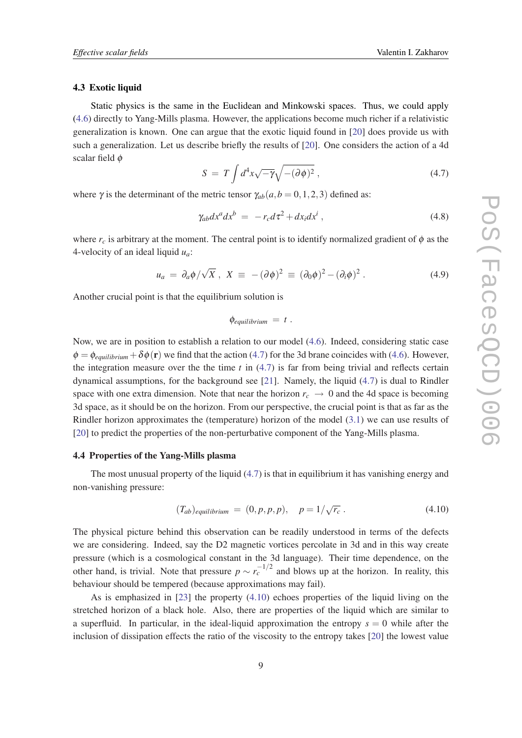### 4.3 Exotic liquid

Static physics is the same in the Euclidean and Minkowski spaces. Thus, we could apply (4.6) directly to Yang-Mills plasma. However, the applications become much richer if a relativistic generalization is known. One can argue that the exotic liquid found in [20] does provide us with such a generalization. Let us describe briefly the results of [20]. One considers the action of a 4d scalar field $\phi$

$$S \;=\; T\int d^4x\sqrt{-\gamma}\sqrt{-(\partial\phi)^2}\;, \tag{4.7}$$

where $\gamma$ is the determinant of the metric tensor $\gamma_{ab}(a,b=0,1,2,3)$ defined as:

$$\gamma_{ab}dx^a dx^b \;=\; -r_c d\tau^2 + dx_i dx^i\;, \tag{4.8}$$

where $r_c$ is arbitrary at the moment. The central point is to identify normalized gradient of $\phi$ as the 4-velocity of an ideal liquid $u_a$:

$$u_a \;=\; \partial_a\phi/\sqrt{X}\;,\;\; X \;\equiv\; -(\partial\phi)^2 \;\equiv\; (\partial_0\phi)^2-(\partial_i\phi)^2\;. \tag{4.9}$$

Another crucial point is that the equilibrium solution is

$$\phi_{equilibrium} \;=\; t\;.$$

Now, we are in position to establish a relation to our model (4.6). Indeed, considering static case $\phi=\phi_{equilibrium}+\delta\phi(\mathbf{r})$ we find that the action (4.7) for the 3d brane coincides with (4.6). However, the integration measure over the the time $t$ in (4.7) is far from being trivial and reflects certain dynamical assumptions, for the background see [21]. Namely, the liquid (4.7) is dual to Rindler space with one extra dimension. Note that near the horizon $r_c \to 0$ and the 4d space is becoming 3d space, as it should be on the horizon. From our perspective, the crucial point is that as far as the Rindler horizon approximates the (temperature) horizon of the model (3.1) we can use results of [20] to predict the properties of the non-perturbative component of the Yang-Mills plasma.

### 4.4 Properties of the Yang-Mills plasma

The most unusual property of the liquid (4.7) is that in equilibrium it has vanishing energy and non-vanishing pressure:

$$(T_{ab})_{equilibrium} \;=\; (0,p,p,p),\quad p=1/\sqrt{r_c}\;. \tag{4.10}$$

The physical picture behind this observation can be readily understood in terms of the defects we are considering. Indeed, say the D2 magnetic vortices percolate in 3d and in this way create pressure (which is a cosmological constant in the 3d language). Their time dependence, on the other hand, is trivial. Note that pressure $p\sim r_c^{-1/2}$ and blows up at the horizon. In reality, this behaviour should be tempered (because approximations may fail).

As is emphasized in [23] the property (4.10) echoes properties of the liquid living on the stretched horizon of a black hole. Also, there are properties of the liquid which are similar to a superfluid. In particular, in the ideal-liquid approximation the entropy $s=0$ while after the inclusion of dissipation effects the ratio of the viscosity to the entropy takes [20] the lowest value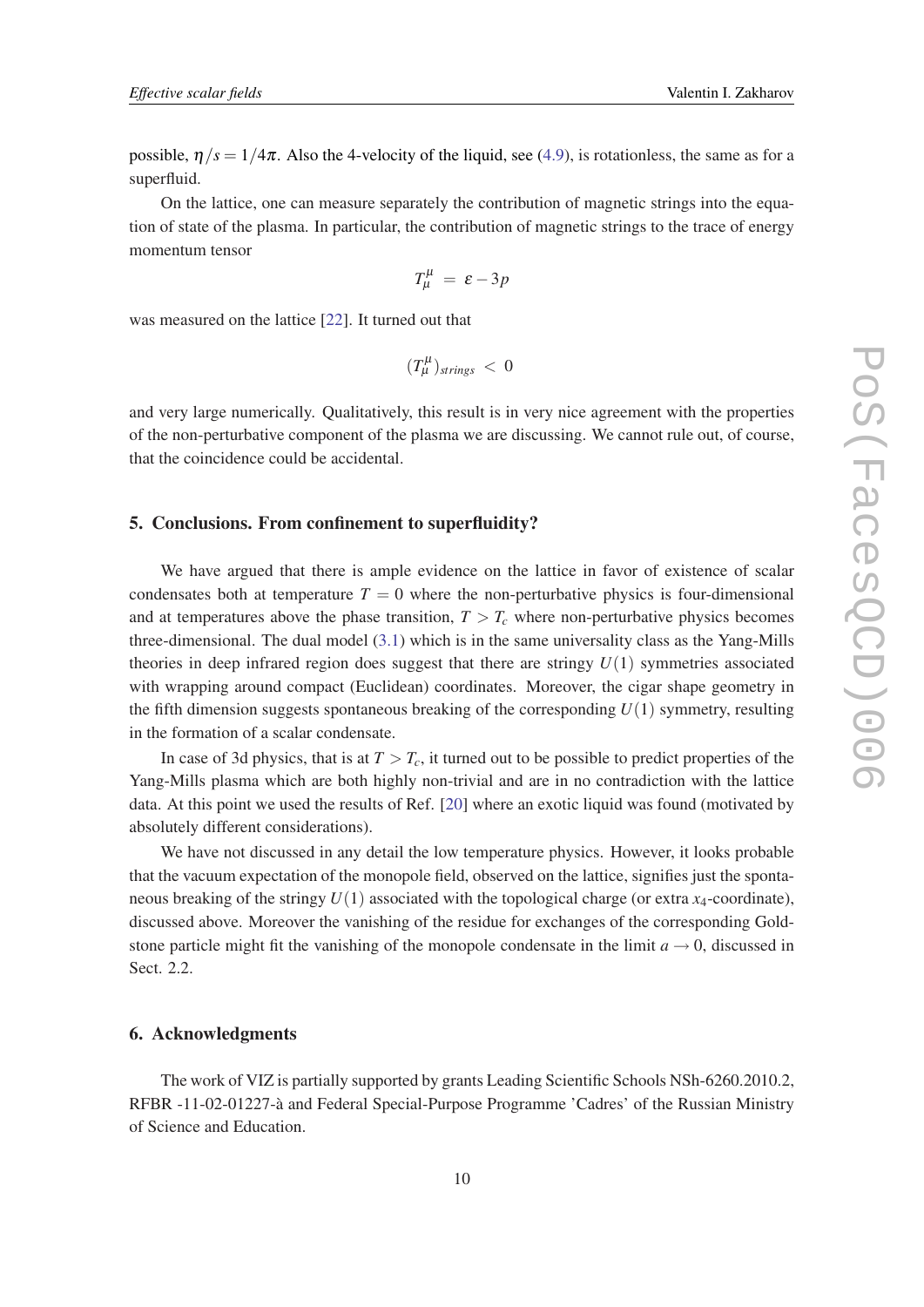possible, $\eta/s = 1/4\pi$. Also the 4-velocity of the liquid, see (4.9), is rotationless, the same as for a superfluid.

On the lattice, one can measure separately the contribution of magnetic strings into the equation of state of the plasma. In particular, the contribution of magnetic strings to the trace of energy momentum tensor

$$T^{\mu}_{\mu} \;=\; \varepsilon - 3p$$

was measured on the lattice [22]. It turned out that

$$(T^{\mu}_{\mu})_{strings} \;<\; 0$$

and very large numerically. Qualitatively, this result is in very nice agreement with the properties of the non-perturbative component of the plasma we are discussing. We cannot rule out, of course, that the coincidence could be accidental.

## 5. Conclusions. From confinement to superfluidity?

We have argued that there is ample evidence on the lattice in favor of existence of scalar condensates both at temperature $T = 0$ where the non-perturbative physics is four-dimensional and at temperatures above the phase transition, $T > T_c$ where non-perturbative physics becomes three-dimensional. The dual model (3.1) which is in the same universality class as the Yang-Mills theories in deep infrared region does suggest that there are stringy $U(1)$ symmetries associated with wrapping around compact (Euclidean) coordinates. Moreover, the cigar shape geometry in the fifth dimension suggests spontaneous breaking of the corresponding $U(1)$ symmetry, resulting in the formation of a scalar condensate.

In case of 3d physics, that is at $T > T_c$, it turned out to be possible to predict properties of the Yang-Mills plasma which are both highly non-trivial and are in no contradiction with the lattice data. At this point we used the results of Ref. [20] where an exotic liquid was found (motivated by absolutely different considerations).

We have not discussed in any detail the low temperature physics. However, it looks probable that the vacuum expectation of the monopole field, observed on the lattice, signifies just the spontaneous breaking of the stringy $U(1)$ associated with the topological charge (or extra $x_4$-coordinate), discussed above. Moreover the vanishing of the residue for exchanges of the corresponding Goldstone particle might fit the vanishing of the monopole condensate in the limit $a \to 0$, discussed in Sect. 2.2.

## 6. Acknowledgments

The work of VIZ is partially supported by grants Leading Scientific Schools NSh-6260.2010.2, RFBR -11-02-01227-à and Federal Special-Purpose Programme 'Cadres' of the Russian Ministry of Science and Education.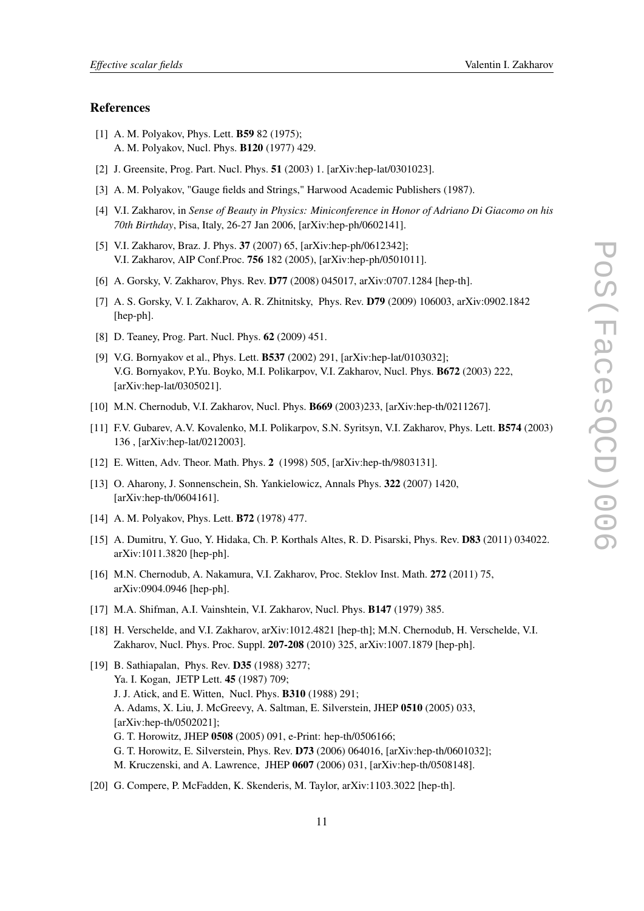## References

[1] A. M. Polyakov, Phys. Lett. **B59** 82 (1975);
A. M. Polyakov, Nucl. Phys. **B120** (1977) 429.

[2] J. Greensite, Prog. Part. Nucl. Phys. **51** (2003) 1. [arXiv:hep-lat/0301023].

[3] A. M. Polyakov, "Gauge fields and Strings," Harwood Academic Publishers (1987).

[4] V.I. Zakharov, in *Sense of Beauty in Physics: Miniconference in Honor of Adriano Di Giacomo on his 70th Birthday*, Pisa, Italy, 26-27 Jan 2006, [arXiv:hep-ph/0602141].

[5] V.I. Zakharov, Braz. J. Phys. **37** (2007) 65, [arXiv:hep-ph/0612342];
V.I. Zakharov, AIP Conf.Proc. **756** 182 (2005), [arXiv:hep-ph/0501011].

[6] A. Gorsky, V. Zakharov, Phys. Rev. **D77** (2008) 045017, arXiv:0707.1284 [hep-th].

[7] A. S. Gorsky, V. I. Zakharov, A. R. Zhitnitsky, Phys. Rev. **D79** (2009) 106003, arXiv:0902.1842 [hep-ph].

[8] D. Teaney, Prog. Part. Nucl. Phys. **62** (2009) 451.

[9] V.G. Bornyakov et al., Phys. Lett. **B537** (2002) 291, [arXiv:hep-lat/0103032];
V.G. Bornyakov, P.Yu. Boyko, M.I. Polikarpov, V.I. Zakharov, Nucl. Phys. **B672** (2003) 222, [arXiv:hep-lat/0305021].

[10] M.N. Chernodub, V.I. Zakharov, Nucl. Phys. **B669** (2003)233, [arXiv:hep-th/0211267].

[11] F.V. Gubarev, A.V. Kovalenko, M.I. Polikarpov, S.N. Syritsyn, V.I. Zakharov, Phys. Lett. **B574** (2003) 136 , [arXiv:hep-lat/0212003].

[12] E. Witten, Adv. Theor. Math. Phys. **2** (1998) 505, [arXiv:hep-th/9803131].

[13] O. Aharony, J. Sonnenschein, Sh. Yankielowicz, Annals Phys. **322** (2007) 1420, [arXiv:hep-th/0604161].

[14] A. M. Polyakov, Phys. Lett. **B72** (1978) 477.

[15] A. Dumitru, Y. Guo, Y. Hidaka, Ch. P. Korthals Altes, R. D. Pisarski, Phys. Rev. **D83** (2011) 034022. arXiv:1011.3820 [hep-ph].

[16] M.N. Chernodub, A. Nakamura, V.I. Zakharov, Proc. Steklov Inst. Math. **272** (2011) 75, arXiv:0904.0946 [hep-ph].

[17] M.A. Shifman, A.I. Vainshtein, V.I. Zakharov, Nucl. Phys. **B147** (1979) 385.

[18] H. Verschelde, and V.I. Zakharov, arXiv:1012.4821 [hep-th]; M.N. Chernodub, H. Verschelde, V.I. Zakharov, Nucl. Phys. Proc. Suppl. **207-208** (2010) 325, arXiv:1007.1879 [hep-ph].

[19] B. Sathiapalan, Phys. Rev. **D35** (1988) 3277;
Ya. I. Kogan, JETP Lett. **45** (1987) 709;
J. J. Atick, and E. Witten, Nucl. Phys. **B310** (1988) 291;
A. Adams, X. Liu, J. McGreevy, A. Saltman, E. Silverstein, JHEP **0510** (2005) 033, [arXiv:hep-th/0502021];
G. T. Horowitz, JHEP **0508** (2005) 091, e-Print: hep-th/0506166;
G. T. Horowitz, E. Silverstein, Phys. Rev. **D73** (2006) 064016, [arXiv:hep-th/0601032];
M. Kruczenski, and A. Lawrence, JHEP **0607** (2006) 031, [arXiv:hep-th/0508148].

[20] G. Compere, P. McFadden, K. Skenderis, M. Taylor, arXiv:1103.3022 [hep-th].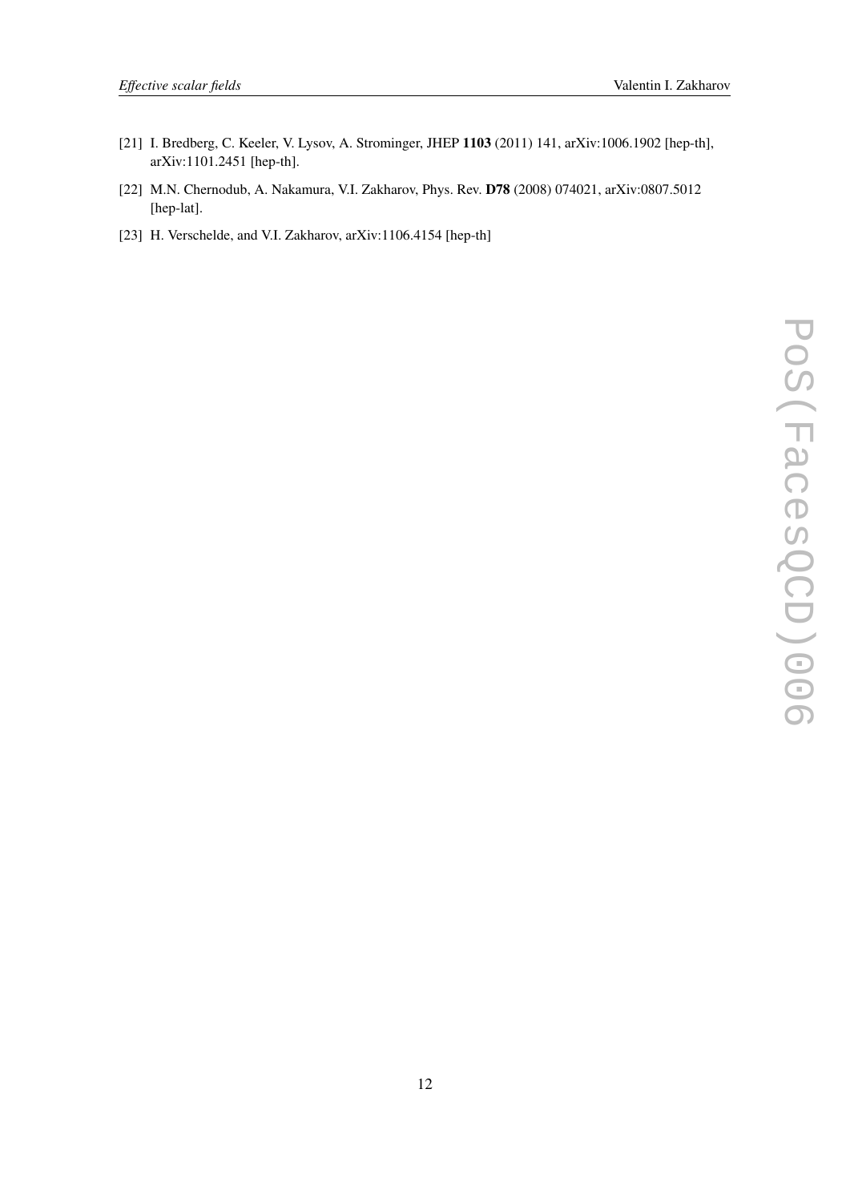[21] I. Bredberg, C. Keeler, V. Lysov, A. Strominger, JHEP **1103** (2011) 141, arXiv:1006.1902 [hep-th], arXiv:1101.2451 [hep-th].

[22] M.N. Chernodub, A. Nakamura, V.I. Zakharov, Phys. Rev. **D78** (2008) 074021, arXiv:0807.5012 [hep-lat].

[23] H. Verschelde, and V.I. Zakharov, arXiv:1106.4154 [hep-th]